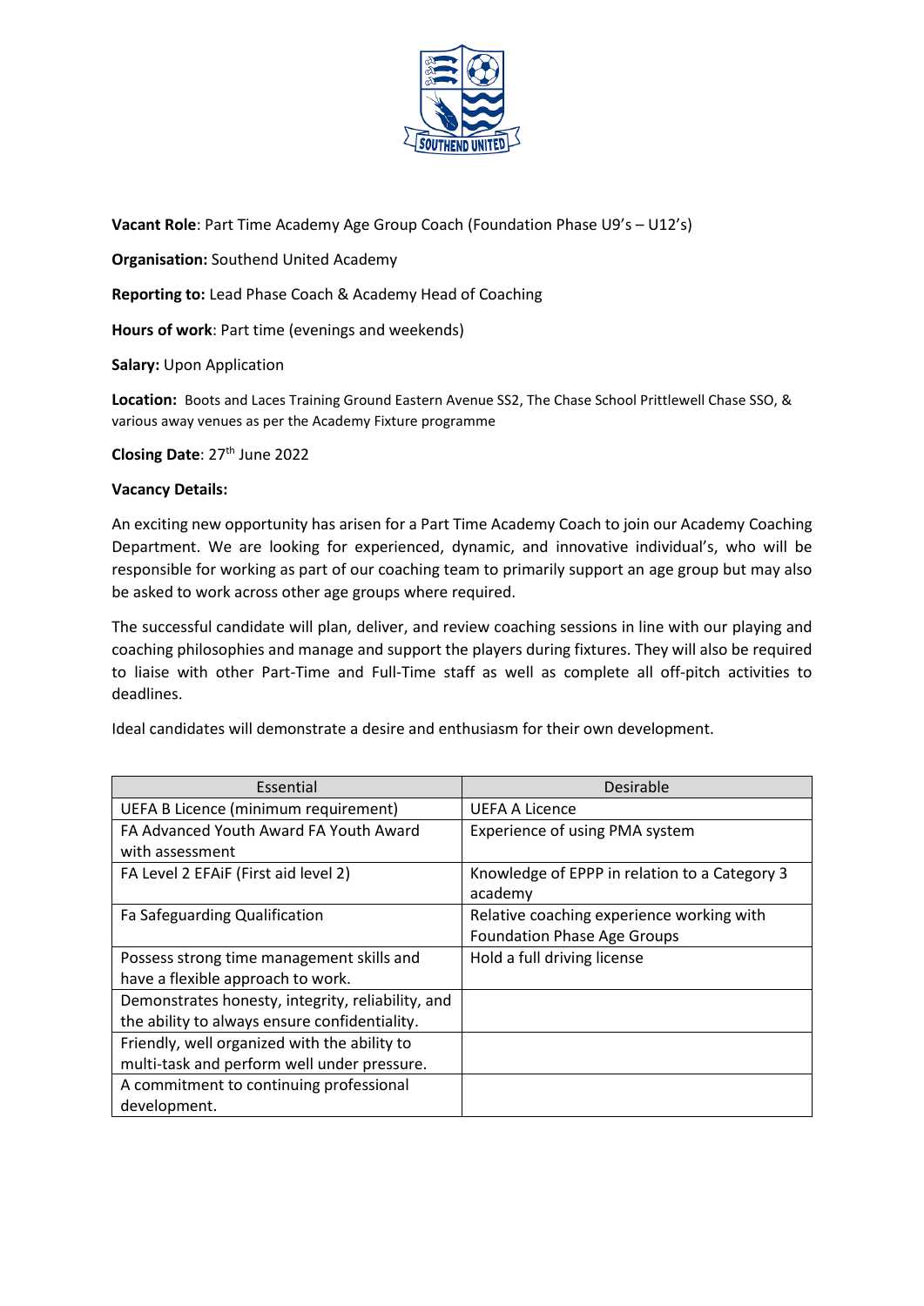**Vacant Role**: Part Time Academy Age Group Coach (Foundation Phase U9's – U12's)

**Organisation:** Southend United Academy

**Reporting to:** Lead Phase Coach & Academy Head of Coaching

**Hours of work**: Part time (evenings and weekends)

**Salary:** Upon Application

**Location:** Boots and Laces Training Ground Eastern Avenue SS2, The Chase School Prittlewell Chase SSO, & various away venues as per the Academy Fixture programme

**Closing Date**: 27th June 2022

**Vacancy Details:**

An exciting new opportunity has arisen for a Part Time Academy Coach to join our Academy Coaching Department. We are looking for experienced, dynamic, and innovative individual's, who will be responsible for working as part of our coaching team to primarily support an age group but may also be asked to work across other age groups where required.

The successful candidate will plan, deliver, and review coaching sessions in line with our playing and coaching philosophies and manage and support the players during fixtures. They will also be required to liaise with other Part-Time and Full-Time staff as well as complete all off-pitch activities to deadlines.

Ideal candidates will demonstrate a desire and enthusiasm for their own development.

| Essential | Desirable |
|---|---|
| UEFA B Licence (minimum requirement) | UEFA A Licence |
| FA Advanced Youth Award FA Youth Award with assessment | Experience of using PMA system |
| FA Level 2 EFAiF (First aid level 2) | Knowledge of EPPP in relation to a Category 3 academy |
| Fa Safeguarding Qualification | Relative coaching experience working with Foundation Phase Age Groups |
| Possess strong time management skills and have a flexible approach to work. | Hold a full driving license |
| Demonstrates honesty, integrity, reliability, and the ability to always ensure confidentiality. | |
| Friendly, well organized with the ability to multi-task and perform well under pressure. | |
| A commitment to continuing professional development. | |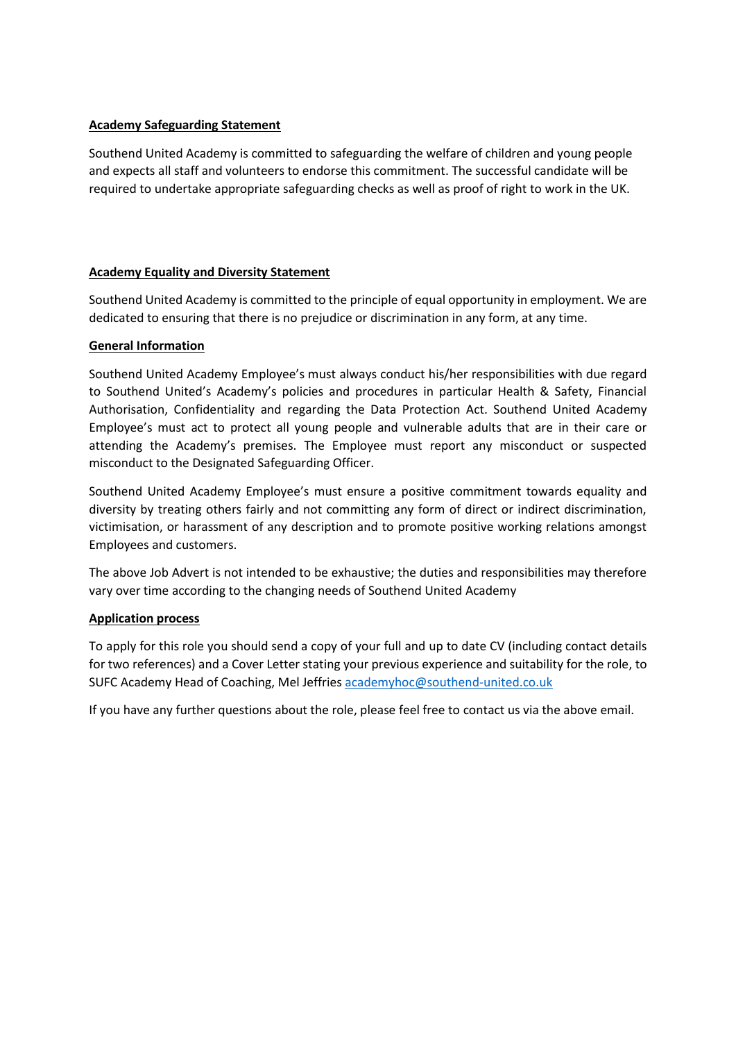**Academy Safeguarding Statement**

Southend United Academy is committed to safeguarding the welfare of children and young people and expects all staff and volunteers to endorse this commitment. The successful candidate will be required to undertake appropriate safeguarding checks as well as proof of right to work in the UK.

**Academy Equality and Diversity Statement**

Southend United Academy is committed to the principle of equal opportunity in employment. We are dedicated to ensuring that there is no prejudice or discrimination in any form, at any time.

**General Information**

Southend United Academy Employee's must always conduct his/her responsibilities with due regard to Southend United's Academy's policies and procedures in particular Health & Safety, Financial Authorisation, Confidentiality and regarding the Data Protection Act. Southend United Academy Employee's must act to protect all young people and vulnerable adults that are in their care or attending the Academy's premises. The Employee must report any misconduct or suspected misconduct to the Designated Safeguarding Officer.

Southend United Academy Employee's must ensure a positive commitment towards equality and diversity by treating others fairly and not committing any form of direct or indirect discrimination, victimisation, or harassment of any description and to promote positive working relations amongst Employees and customers.

The above Job Advert is not intended to be exhaustive; the duties and responsibilities may therefore vary over time according to the changing needs of Southend United Academy

**Application process**

To apply for this role you should send a copy of your full and up to date CV (including contact details for two references) and a Cover Letter stating your previous experience and suitability for the role, to SUFC Academy Head of Coaching, Mel Jeffries academyhoc@southend-united.co.uk

If you have any further questions about the role, please feel free to contact us via the above email.